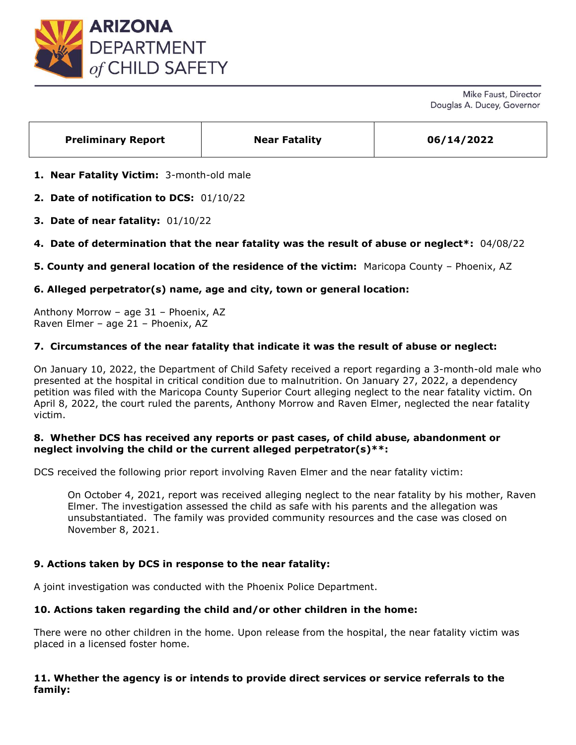# ARIZONA DEPARTMENT *of* CHILD SAFETY

Mike Faust, Director
Douglas A. Ducey, Governor

| **Preliminary Report** | **Near Fatality** | **06/14/2022** |
| --- | --- | --- |

1. **Near Fatality Victim:** 3-month-old male

2. **Date of notification to DCS:** 01/10/22

3. **Date of near fatality:** 01/10/22

4. **Date of determination that the near fatality was the result of abuse or neglect*:** 04/08/22

5. **County and general location of the residence of the victim:** Maricopa County – Phoenix, AZ

6. **Alleged perpetrator(s) name, age and city, town or general location:**

Anthony Morrow – age 31 – Phoenix, AZ
Raven Elmer – age 21 – Phoenix, AZ

7. **Circumstances of the near fatality that indicate it was the result of abuse or neglect:**

On January 10, 2022, the Department of Child Safety received a report regarding a 3-month-old male who presented at the hospital in critical condition due to malnutrition. On January 27, 2022, a dependency petition was filed with the Maricopa County Superior Court alleging neglect to the near fatality victim. On April 8, 2022, the court ruled the parents, Anthony Morrow and Raven Elmer, neglected the near fatality victim.

8. **Whether DCS has received any reports or past cases, of child abuse, abandonment or neglect involving the child or the current alleged perpetrator(s)**:**

DCS received the following prior report involving Raven Elmer and the near fatality victim:

> On October 4, 2021, report was received alleging neglect to the near fatality by his mother, Raven Elmer. The investigation assessed the child as safe with his parents and the allegation was unsubstantiated. The family was provided community resources and the case was closed on November 8, 2021.

9. **Actions taken by DCS in response to the near fatality:**

A joint investigation was conducted with the Phoenix Police Department.

10. **Actions taken regarding the child and/or other children in the home:**

There were no other children in the home. Upon release from the hospital, the near fatality victim was placed in a licensed foster home.

11. **Whether the agency is or intends to provide direct services or service referrals to the family:**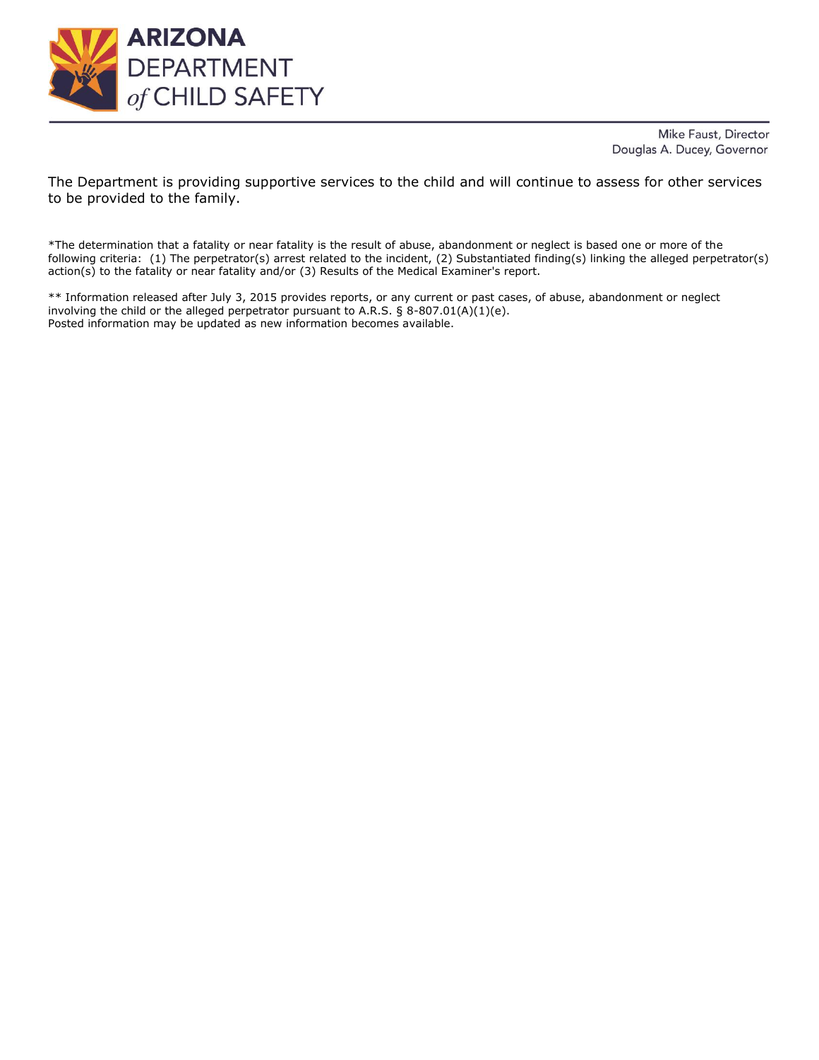The Department is providing supportive services to the child and will continue to assess for other services to be provided to the family.

*The determination that a fatality or near fatality is the result of abuse, abandonment or neglect is based one or more of the following criteria: (1) The perpetrator(s) arrest related to the incident, (2) Substantiated finding(s) linking the alleged perpetrator(s) action(s) to the fatality or near fatality and/or (3) Results of the Medical Examiner's report.

** Information released after July 3, 2015 provides reports, or any current or past cases, of abuse, abandonment or neglect involving the child or the alleged perpetrator pursuant to A.R.S. § 8-807.01(A)(1)(e).
Posted information may be updated as new information becomes available.